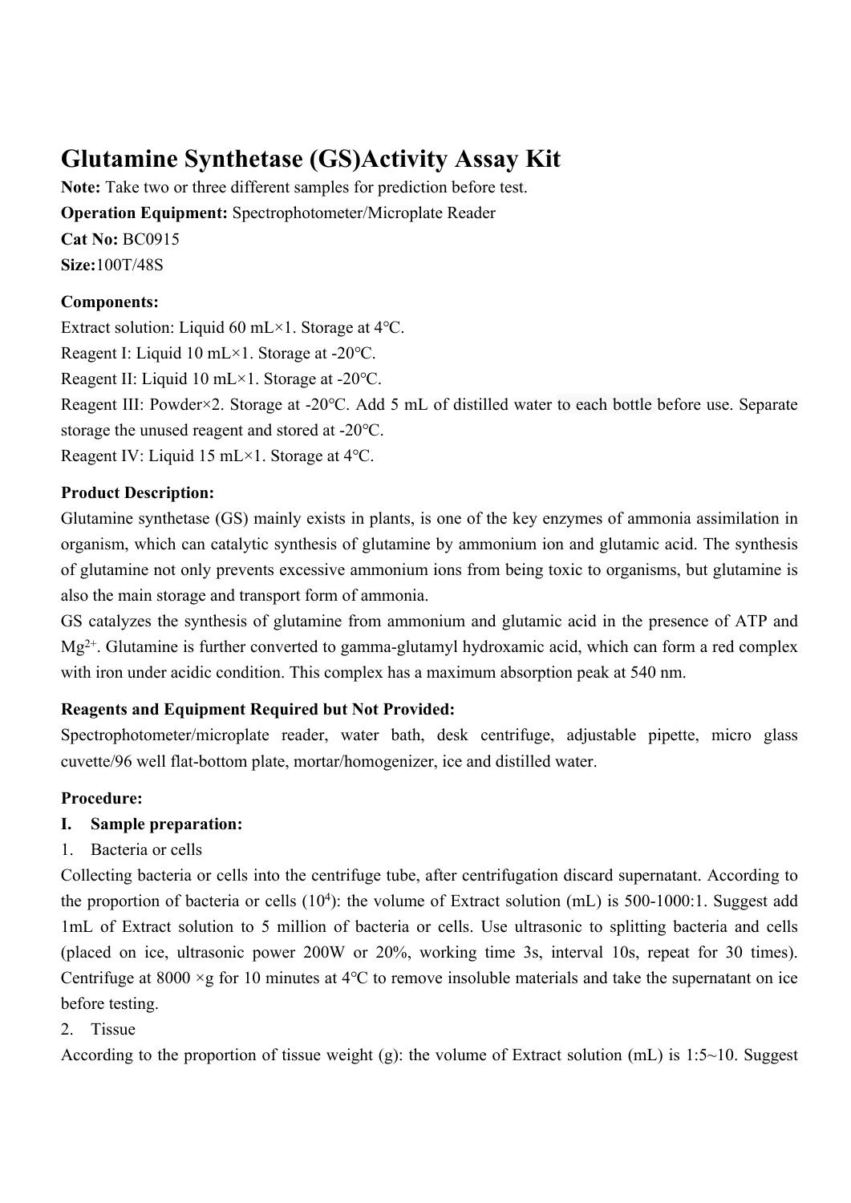# Glutamine Synthetase (GS)Activity Assay Kit

**Note:** Take two or three different samples for prediction before test.

**Operation Equipment:** Spectrophotometer/Microplate Reader

**Cat No:** BC0915

**Size:**100T/48S

**Components:**

Extract solution: Liquid 60 mL×1. Storage at 4℃.

Reagent I: Liquid 10 mL×1. Storage at -20℃.

Reagent II: Liquid 10 mL×1. Storage at -20℃.

Reagent III: Powder×2. Storage at -20℃. Add 5 mL of distilled water to each bottle before use. Separate storage the unused reagent and stored at -20℃.

Reagent IV: Liquid 15 mL×1. Storage at 4℃.

**Product Description:**

Glutamine synthetase (GS) mainly exists in plants, is one of the key enzymes of ammonia assimilation in organism, which can catalytic synthesis of glutamine by ammonium ion and glutamic acid. The synthesis of glutamine not only prevents excessive ammonium ions from being toxic to organisms, but glutamine is also the main storage and transport form of ammonia.

GS catalyzes the synthesis of glutamine from ammonium and glutamic acid in the presence of ATP and $Mg^{2+}$. Glutamine is further converted to gamma-glutamyl hydroxamic acid, which can form a red complex with iron under acidic condition. This complex has a maximum absorption peak at 540 nm.

**Reagents and Equipment Required but Not Provided:**

Spectrophotometer/microplate reader, water bath, desk centrifuge, adjustable pipette, micro glass cuvette/96 well flat-bottom plate, mortar/homogenizer, ice and distilled water.

**Procedure:**

**I. Sample preparation:**

1. Bacteria or cells

Collecting bacteria or cells into the centrifuge tube, after centrifugation discard supernatant. According to the proportion of bacteria or cells ($10^4$): the volume of Extract solution (mL) is 500-1000:1. Suggest add 1mL of Extract solution to 5 million of bacteria or cells. Use ultrasonic to splitting bacteria and cells (placed on ice, ultrasonic power 200W or 20%, working time 3s, interval 10s, repeat for 30 times). Centrifuge at 8000 ×g for 10 minutes at 4℃ to remove insoluble materials and take the supernatant on ice before testing.

2. Tissue

According to the proportion of tissue weight (g): the volume of Extract solution (mL) is 1:5~10. Suggest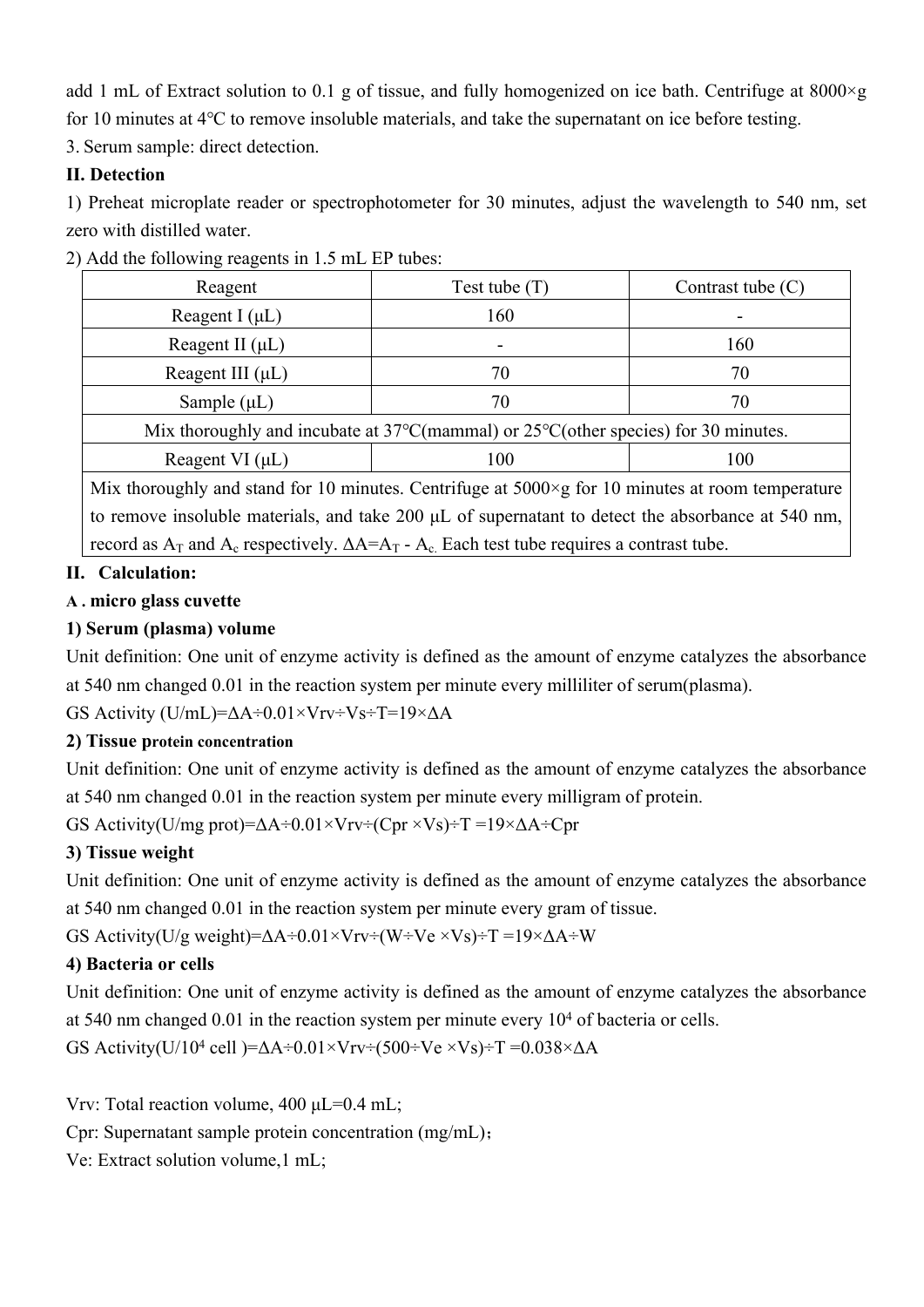add 1 mL of Extract solution to 0.1 g of tissue, and fully homogenized on ice bath. Centrifuge at 8000×g for 10 minutes at 4°C to remove insoluble materials, and take the supernatant on ice before testing.

3. Serum sample: direct detection.

**II. Detection**

1) Preheat microplate reader or spectrophotometer for 30 minutes, adjust the wavelength to 540 nm, set zero with distilled water.

2) Add the following reagents in 1.5 mL EP tubes:

| Reagent | Test tube (T) | Contrast tube (C) |
|---|---|---|
| Reagent I (μL) | 160 | - |
| Reagent II (μL) | - | 160 |
| Reagent III (μL) | 70 | 70 |
| Sample (μL) | 70 | 70 |
| Mix thoroughly and incubate at 37°C(mammal) or 25°C(other species) for 30 minutes. | | |
| Reagent VI (μL) | 100 | 100 |
| Mix thoroughly and stand for 10 minutes. Centrifuge at 5000×g for 10 minutes at room temperature to remove insoluble materials, and take 200 μL of supernatant to detect the absorbance at 540 nm, record as $A_T$ and $A_c$ respectively. $\Delta A=A_T - A_c$. Each test tube requires a contrast tube. | | |

**II. Calculation:**

**A . micro glass cuvette**

**1) Serum (plasma) volume**

Unit definition: One unit of enzyme activity is defined as the amount of enzyme catalyzes the absorbance at 540 nm changed 0.01 in the reaction system per minute every milliliter of serum(plasma).

GS Activity (U/mL)$=\Delta A\div0.01\times Vrv\div Vs\div T=19\times\Delta A$

**2) Tissue protein concentration**

Unit definition: One unit of enzyme activity is defined as the amount of enzyme catalyzes the absorbance at 540 nm changed 0.01 in the reaction system per minute every milligram of protein.

GS Activity(U/mg prot)$=\Delta A\div0.01\times Vrv\div(Cpr\times Vs)\div T=19\times\Delta A\div Cpr$

**3) Tissue weight**

Unit definition: One unit of enzyme activity is defined as the amount of enzyme catalyzes the absorbance at 540 nm changed 0.01 in the reaction system per minute every gram of tissue.

GS Activity(U/g weight)$=\Delta A\div0.01\times Vrv\div(W\div Ve\times Vs)\div T=19\times\Delta A\div W$

**4) Bacteria or cells**

Unit definition: One unit of enzyme activity is defined as the amount of enzyme catalyzes the absorbance at 540 nm changed 0.01 in the reaction system per minute every $10^4$ of bacteria or cells.

GS Activity(U/$10^4$ cell )$=\Delta A\div0.01\times Vrv\div(500\div Ve\times Vs)\div T=0.038\times\Delta A$

Vrv: Total reaction volume, 400 μL=0.4 mL;

Cpr: Supernatant sample protein concentration (mg/mL)；

Ve: Extract solution volume,1 mL;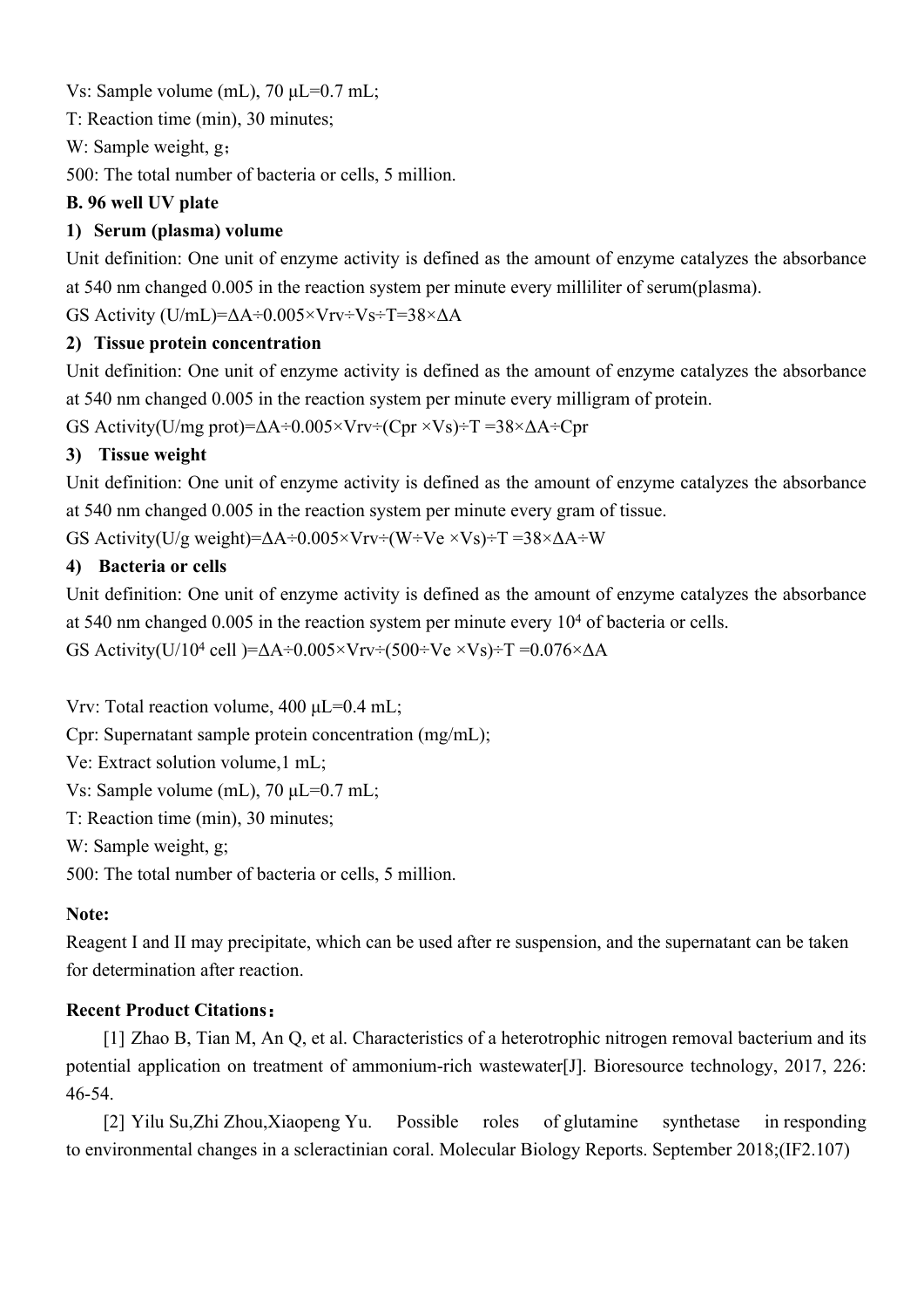Vs: Sample volume (mL), 70 μL=0.7 mL;

T: Reaction time (min), 30 minutes;

W: Sample weight, g；

500: The total number of bacteria or cells, 5 million.

**B. 96 well UV plate**

**1) Serum (plasma) volume**

Unit definition: One unit of enzyme activity is defined as the amount of enzyme catalyzes the absorbance at 540 nm changed 0.005 in the reaction system per minute every milliliter of serum(plasma).

GS Activity (U/mL)=$\Delta A \div 0.005 \times Vrv \div Vs \div T = 38 \times \Delta A$

**2) Tissue protein concentration**

Unit definition: One unit of enzyme activity is defined as the amount of enzyme catalyzes the absorbance at 540 nm changed 0.005 in the reaction system per minute every milligram of protein.

GS Activity(U/mg prot)=$\Delta A \div 0.005 \times Vrv \div (Cpr \times Vs) \div T = 38 \times \Delta A \div Cpr$

**3) Tissue weight**

Unit definition: One unit of enzyme activity is defined as the amount of enzyme catalyzes the absorbance at 540 nm changed 0.005 in the reaction system per minute every gram of tissue.

GS Activity(U/g weight)=$\Delta A \div 0.005 \times Vrv \div (W \div Ve \times Vs) \div T = 38 \times \Delta A \div W$

**4) Bacteria or cells**

Unit definition: One unit of enzyme activity is defined as the amount of enzyme catalyzes the absorbance at 540 nm changed 0.005 in the reaction system per minute every $10^4$ of bacteria or cells.

GS Activity(U/$10^4$ cell )=$\Delta A \div 0.005 \times Vrv \div (500 \div Ve \times Vs) \div T = 0.076 \times \Delta A$

Vrv: Total reaction volume, 400 μL=0.4 mL;

Cpr: Supernatant sample protein concentration (mg/mL);

Ve: Extract solution volume,1 mL;

Vs: Sample volume (mL), 70 μL=0.7 mL;

T: Reaction time (min), 30 minutes;

W: Sample weight, g;

500: The total number of bacteria or cells, 5 million.

**Note:**

Reagent I and II may precipitate, which can be used after re suspension, and the supernatant can be taken for determination after reaction.

**Recent Product Citations：**

[1] Zhao B, Tian M, An Q, et al. Characteristics of a heterotrophic nitrogen removal bacterium and its potential application on treatment of ammonium-rich wastewater[J]. Bioresource technology, 2017, 226: 46-54.

[2] Yilu Su,Zhi Zhou,Xiaopeng Yu. Possible roles of glutamine synthetase in responding to environmental changes in a scleractinian coral. Molecular Biology Reports. September 2018;(IF2.107)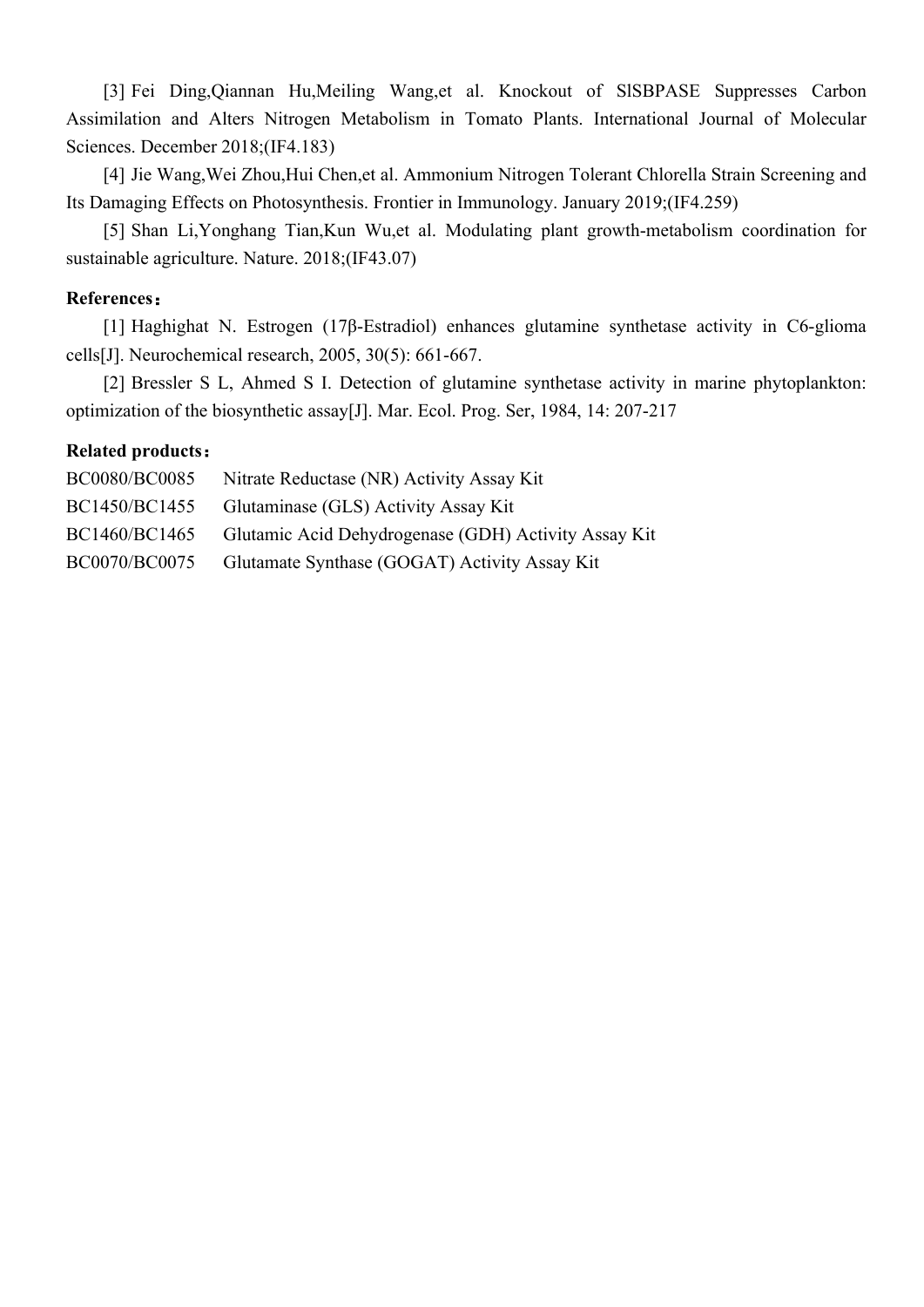[3] Fei Ding,Qiannan Hu,Meiling Wang,et al. Knockout of SlSBPASE Suppresses Carbon Assimilation and Alters Nitrogen Metabolism in Tomato Plants. International Journal of Molecular Sciences. December 2018;(IF4.183)

[4] Jie Wang,Wei Zhou,Hui Chen,et al. Ammonium Nitrogen Tolerant Chlorella Strain Screening and Its Damaging Effects on Photosynthesis. Frontier in Immunology. January 2019;(IF4.259)

[5] Shan Li,Yonghang Tian,Kun Wu,et al. Modulating plant growth-metabolism coordination for sustainable agriculture. Nature. 2018;(IF43.07)

**References：**

[1] Haghighat N. Estrogen (17β-Estradiol) enhances glutamine synthetase activity in C6-glioma cells[J]. Neurochemical research, 2005, 30(5): 661-667.

[2] Bressler S L, Ahmed S I. Detection of glutamine synthetase activity in marine phytoplankton: optimization of the biosynthetic assay[J]. Mar. Ecol. Prog. Ser, 1984, 14: 207-217

**Related products：**

BC0080/BC0085 Nitrate Reductase (NR) Activity Assay Kit
BC1450/BC1455 Glutaminase (GLS) Activity Assay Kit
BC1460/BC1465 Glutamic Acid Dehydrogenase (GDH) Activity Assay Kit
BC0070/BC0075 Glutamate Synthase (GOGAT) Activity Assay Kit